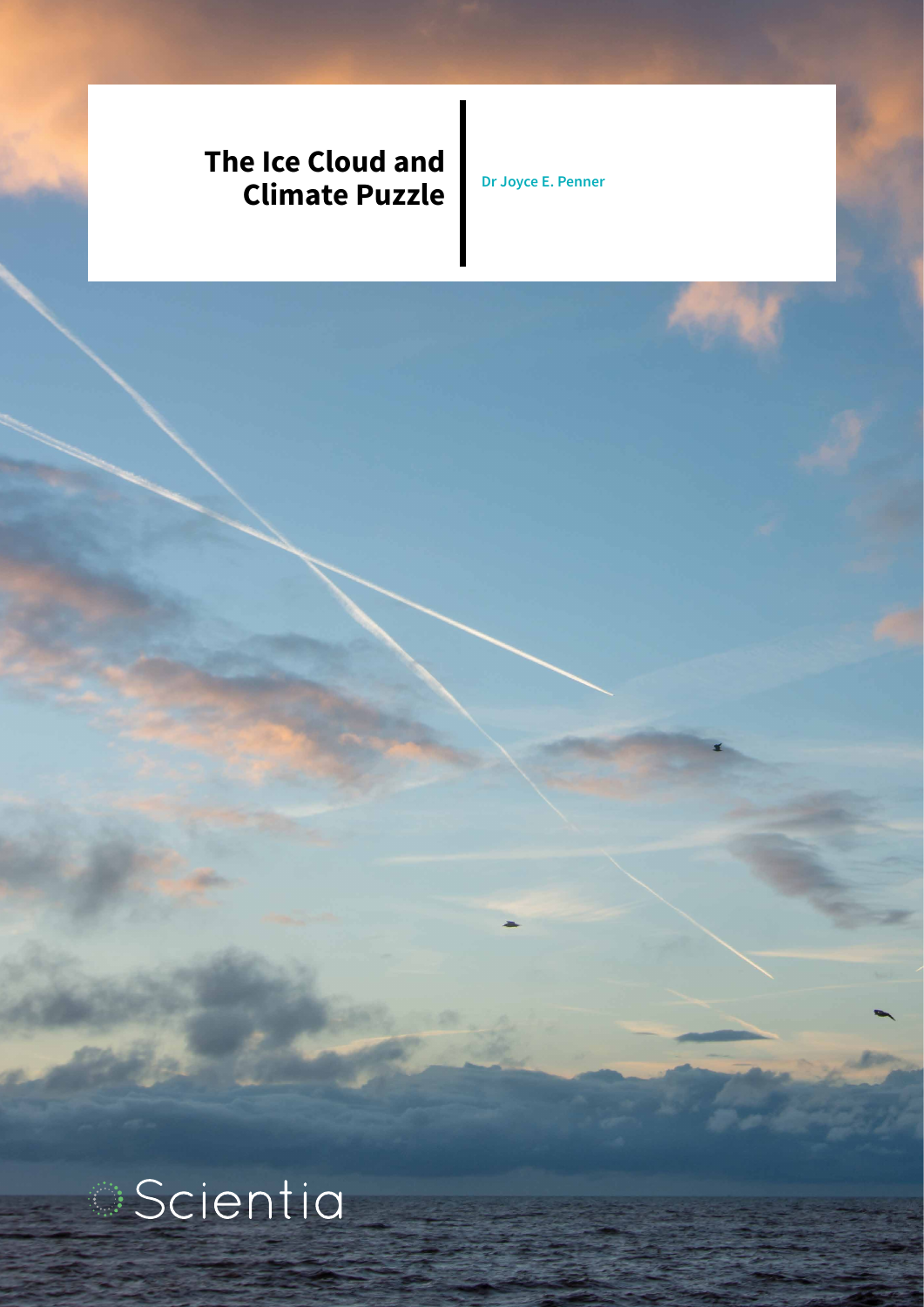# The Ice Cloud and Climate Puzzle

Dr Joyce E. Penner

Scientia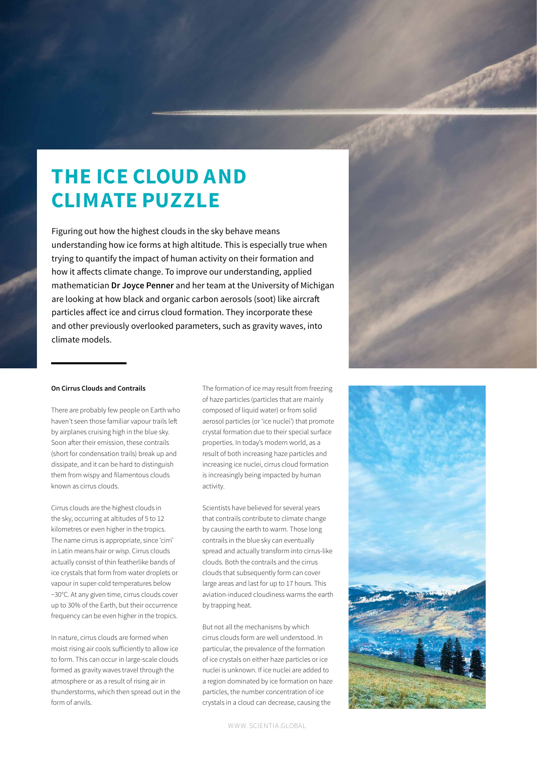# THE ICE CLOUD AND CLIMATE PUZZLE

Figuring out how the highest clouds in the sky behave means understanding how ice forms at high altitude. This is especially true when trying to quantify the impact of human activity on their formation and how it affects climate change. To improve our understanding, applied mathematician **Dr Joyce Penner** and her team at the University of Michigan are looking at how black and organic carbon aerosols (soot) like aircraft particles affect ice and cirrus cloud formation. They incorporate these and other previously overlooked parameters, such as gravity waves, into climate models.

**On Cirrus Clouds and Contrails**

There are probably few people on Earth who haven't seen those familiar vapour trails left by airplanes cruising high in the blue sky. Soon after their emission, these contrails (short for condensation trails) break up and dissipate, and it can be hard to distinguish them from wispy and filamentous clouds known as cirrus clouds.

Cirrus clouds are the highest clouds in the sky, occurring at altitudes of 5 to 12 kilometres or even higher in the tropics. The name cirrus is appropriate, since 'cirri' in Latin means hair or wisp. Cirrus clouds actually consist of thin featherlike bands of ice crystals that form from water droplets or vapour in super-cold temperatures below −30°C. At any given time, cirrus clouds cover up to 30% of the Earth, but their occurrence frequency can be even higher in the tropics.

In nature, cirrus clouds are formed when moist rising air cools sufficiently to allow ice to form. This can occur in large-scale clouds formed as gravity waves travel through the atmosphere or as a result of rising air in thunderstorms, which then spread out in the form of anvils.

The formation of ice may result from freezing of haze particles (particles that are mainly composed of liquid water) or from solid aerosol particles (or 'ice nuclei') that promote crystal formation due to their special surface properties. In today's modern world, as a result of both increasing haze particles and increasing ice nuclei, cirrus cloud formation is increasingly being impacted by human activity.

Scientists have believed for several years that contrails contribute to climate change by causing the earth to warm. Those long contrails in the blue sky can eventually spread and actually transform into cirrus-like clouds. Both the contrails and the cirrus clouds that subsequently form can cover large areas and last for up to 17 hours. This aviation-induced cloudiness warms the earth by trapping heat.

But not all the mechanisms by which cirrus clouds form are well understood. In particular, the prevalence of the formation of ice crystals on either haze particles or ice nuclei is unknown. If ice nuclei are added to a region dominated by ice formation on haze particles, the number concentration of ice crystals in a cloud can decrease, causing the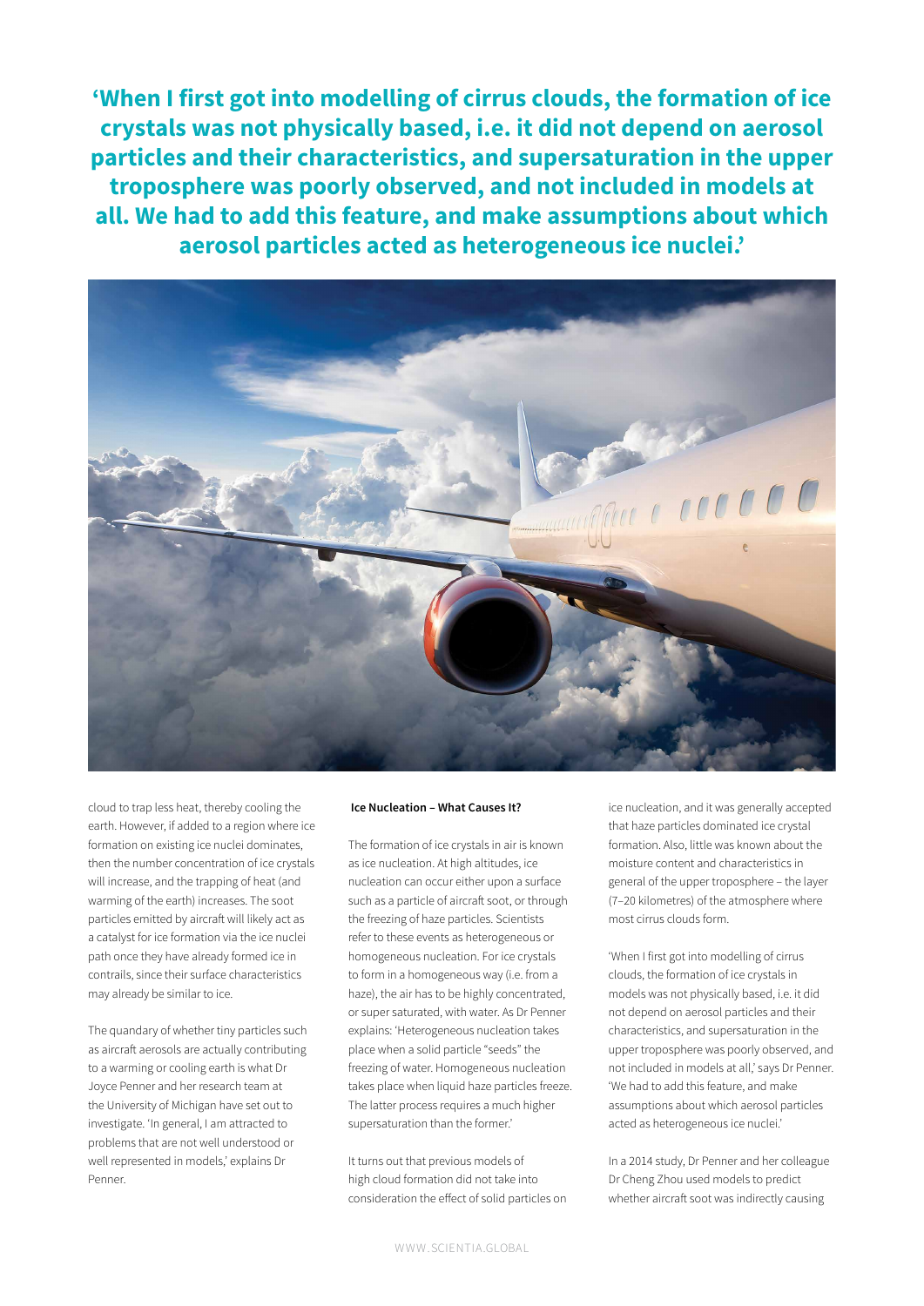**'When I first got into modelling of cirrus clouds, the formation of ice crystals was not physically based, i.e. it did not depend on aerosol particles and their characteristics, and supersaturation in the upper troposphere was poorly observed, and not included in models at all. We had to add this feature, and make assumptions about which aerosol particles acted as heterogeneous ice nuclei.'**

cloud to trap less heat, thereby cooling the earth. However, if added to a region where ice formation on existing ice nuclei dominates, then the number concentration of ice crystals will increase, and the trapping of heat (and warming of the earth) increases. The soot particles emitted by aircraft will likely act as a catalyst for ice formation via the ice nuclei path once they have already formed ice in contrails, since their surface characteristics may already be similar to ice.

The quandary of whether tiny particles such as aircraft aerosols are actually contributing to a warming or cooling earth is what Dr Joyce Penner and her research team at the University of Michigan have set out to investigate. 'In general, I am attracted to problems that are not well understood or well represented in models,' explains Dr Penner.

**Ice Nucleation – What Causes It?**

The formation of ice crystals in air is known as ice nucleation. At high altitudes, ice nucleation can occur either upon a surface such as a particle of aircraft soot, or through the freezing of haze particles. Scientists refer to these events as heterogeneous or homogeneous nucleation. For ice crystals to form in a homogeneous way (i.e. from a haze), the air has to be highly concentrated, or super saturated, with water. As Dr Penner explains: 'Heterogeneous nucleation takes place when a solid particle "seeds" the freezing of water. Homogeneous nucleation takes place when liquid haze particles freeze. The latter process requires a much higher supersaturation than the former.'

It turns out that previous models of high cloud formation did not take into consideration the effect of solid particles on ice nucleation, and it was generally accepted that haze particles dominated ice crystal formation. Also, little was known about the moisture content and characteristics in general of the upper troposphere – the layer (7–20 kilometres) of the atmosphere where most cirrus clouds form.

'When I first got into modelling of cirrus clouds, the formation of ice crystals in models was not physically based, i.e. it did not depend on aerosol particles and their characteristics, and supersaturation in the upper troposphere was poorly observed, and not included in models at all,' says Dr Penner. 'We had to add this feature, and make assumptions about which aerosol particles acted as heterogeneous ice nuclei.'

In a 2014 study, Dr Penner and her colleague Dr Cheng Zhou used models to predict whether aircraft soot was indirectly causing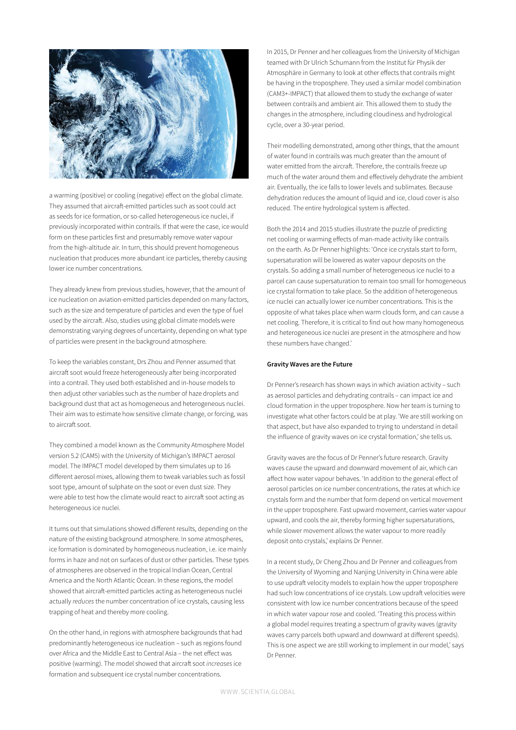a warming (positive) or cooling (negative) effect on the global climate. They assumed that aircraft-emitted particles such as soot could act as seeds for ice formation, or so-called heterogeneous ice nuclei, if previously incorporated within contrails. If that were the case, ice would form on these particles first and presumably remove water vapour from the high-altitude air. In turn, this should prevent homogeneous nucleation that produces more abundant ice particles, thereby causing lower ice number concentrations.

They already knew from previous studies, however, that the amount of ice nucleation on aviation-emitted particles depended on many factors, such as the size and temperature of particles and even the type of fuel used by the aircraft. Also, studies using global climate models were demonstrating varying degrees of uncertainty, depending on what type of particles were present in the background atmosphere.

To keep the variables constant, Drs Zhou and Penner assumed that aircraft soot would freeze heterogeneously after being incorporated into a contrail. They used both established and in-house models to then adjust other variables such as the number of haze droplets and background dust that act as homogeneous and heterogeneous nuclei. Their aim was to estimate how sensitive climate change, or forcing, was to aircraft soot.

They combined a model known as the Community Atmosphere Model version 5.2 (CAM5) with the University of Michigan's IMPACT aerosol model. The IMPACT model developed by them simulates up to 16 different aerosol mixes, allowing them to tweak variables such as fossil soot type, amount of sulphate on the soot or even dust size. They were able to test how the climate would react to aircraft soot acting as heterogeneous ice nuclei.

It turns out that simulations showed different results, depending on the nature of the existing background atmosphere. In some atmospheres, ice formation is dominated by homogeneous nucleation, i.e. ice mainly forms in haze and not on surfaces of dust or other particles. These types of atmospheres are observed in the tropical Indian Ocean, Central America and the North Atlantic Ocean. In these regions, the model showed that aircraft-emitted particles acting as heterogeneous nuclei actually *reduces* the number concentration of ice crystals, causing less trapping of heat and thereby more cooling.

On the other hand, in regions with atmosphere backgrounds that had predominantly heterogeneous ice nucleation – such as regions found over Africa and the Middle East to Central Asia – the net effect was positive (warming). The model showed that aircraft soot *increases* ice formation and subsequent ice crystal number concentrations.

In 2015, Dr Penner and her colleagues from the University of Michigan teamed with Dr Ulrich Schumann from the Institut für Physik der Atmosphäre in Germany to look at other effects that contrails might be having in the troposphere. They used a similar model combination (CAM3+-IMPACT) that allowed them to study the exchange of water between contrails and ambient air. This allowed them to study the changes in the atmosphere, including cloudiness and hydrological cycle, over a 30-year period.

Their modelling demonstrated, among other things, that the amount of water found in contrails was much greater than the amount of water emitted from the aircraft. Therefore, the contrails freeze up much of the water around them and effectively dehydrate the ambient air. Eventually, the ice falls to lower levels and sublimates. Because dehydration reduces the amount of liquid and ice, cloud cover is also reduced. The entire hydrological system is affected.

Both the 2014 and 2015 studies illustrate the puzzle of predicting net cooling or warming effects of man-made activity like contrails on the earth. As Dr Penner highlights: 'Once ice crystals start to form, supersaturation will be lowered as water vapour deposits on the crystals. So adding a small number of heterogeneous ice nuclei to a parcel can cause supersaturation to remain too small for homogeneous ice crystal formation to take place. So the addition of heterogeneous ice nuclei can actually lower ice number concentrations. This is the opposite of what takes place when warm clouds form, and can cause a net cooling. Therefore, it is critical to find out how many homogeneous and heterogeneous ice nuclei are present in the atmosphere and how these numbers have changed.'

**Gravity Waves are the Future**

Dr Penner's research has shown ways in which aviation activity – such as aerosol particles and dehydrating contrails – can impact ice and cloud formation in the upper troposphere. Now her team is turning to investigate what other factors could be at play. 'We are still working on that aspect, but have also expanded to trying to understand in detail the influence of gravity waves on ice crystal formation,' she tells us.

Gravity waves are the focus of Dr Penner's future research. Gravity waves cause the upward and downward movement of air, which can affect how water vapour behaves. 'In addition to the general effect of aerosol particles on ice number concentrations, the rates at which ice crystals form and the number that form depend on vertical movement in the upper troposphere. Fast upward movement, carries water vapour upward, and cools the air, thereby forming higher supersaturations, while slower movement allows the water vapour to more readily deposit onto crystals,' explains Dr Penner.

In a recent study, Dr Cheng Zhou and Dr Penner and colleagues from the University of Wyoming and Nanjing University in China were able to use updraft velocity models to explain how the upper troposphere had such low concentrations of ice crystals. Low updraft velocities were consistent with low ice number concentrations because of the speed in which water vapour rose and cooled. 'Treating this process within a global model requires treating a spectrum of gravity waves (gravity waves carry parcels both upward and downward at different speeds). This is one aspect we are still working to implement in our model,' says Dr Penner.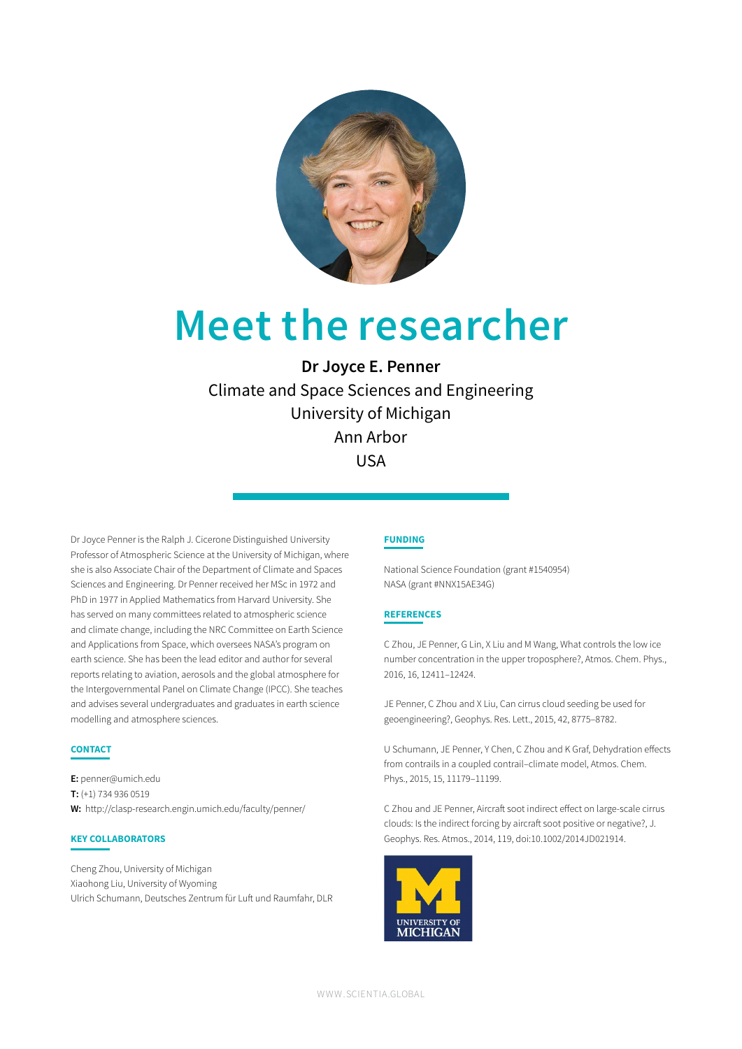# Meet the researcher

**Dr Joyce E. Penner**
Climate and Space Sciences and Engineering
University of Michigan
Ann Arbor
USA

Dr Joyce Penner is the Ralph J. Cicerone Distinguished University Professor of Atmospheric Science at the University of Michigan, where she is also Associate Chair of the Department of Climate and Spaces Sciences and Engineering. Dr Penner received her MSc in 1972 and PhD in 1977 in Applied Mathematics from Harvard University. She has served on many committees related to atmospheric science and climate change, including the NRC Committee on Earth Science and Applications from Space, which oversees NASA's program on earth science. She has been the lead editor and author for several reports relating to aviation, aerosols and the global atmosphere for the Intergovernmental Panel on Climate Change (IPCC). She teaches and advises several undergraduates and graduates in earth science modelling and atmosphere sciences.

#### CONTACT

**E:** penner@umich.edu
**T:** (+1) 734 936 0519
**W:** http://clasp-research.engin.umich.edu/faculty/penner/

#### KEY COLLABORATORS

Cheng Zhou, University of Michigan
Xiaohong Liu, University of Wyoming
Ulrich Schumann, Deutsches Zentrum für Luft und Raumfahr, DLR

#### FUNDING

National Science Foundation (grant #1540954)
NASA (grant #NNX15AE34G)

#### REFERENCES

C Zhou, JE Penner, G Lin, X Liu and M Wang, What controls the low ice number concentration in the upper troposphere?, Atmos. Chem. Phys., 2016, 16, 12411–12424.

JE Penner, C Zhou and X Liu, Can cirrus cloud seeding be used for geoengineering?, Geophys. Res. Lett., 2015, 42, 8775–8782.

U Schumann, JE Penner, Y Chen, C Zhou and K Graf, Dehydration effects from contrails in a coupled contrail–climate model, Atmos. Chem. Phys., 2015, 15, 11179–11199.

C Zhou and JE Penner, Aircraft soot indirect effect on large-scale cirrus clouds: Is the indirect forcing by aircraft soot positive or negative?, J. Geophys. Res. Atmos., 2014, 119, doi:10.1002/2014JD021914.